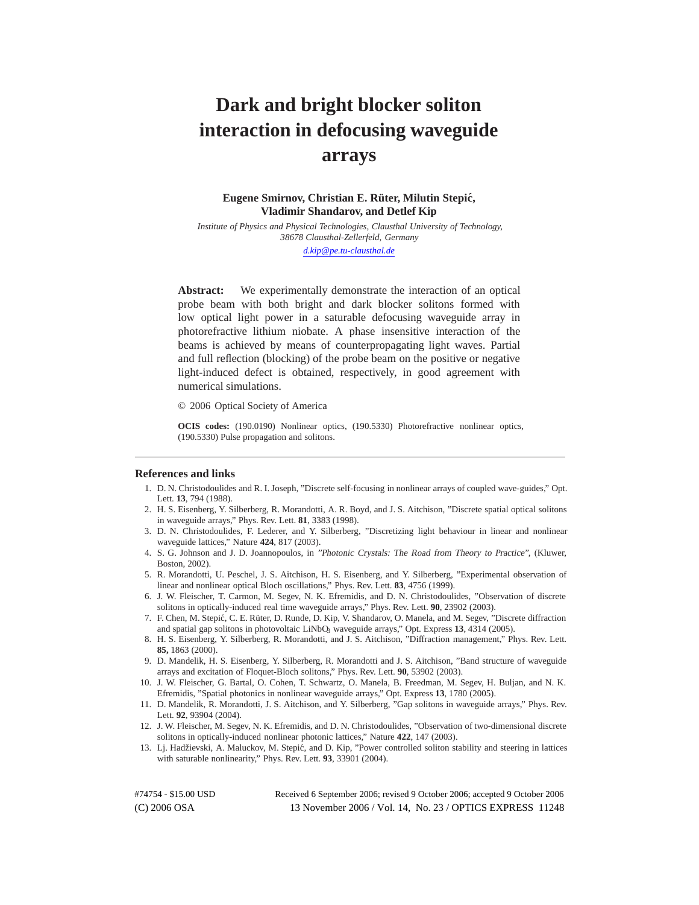# Dark and bright blocker soliton interaction in defocusing waveguide arrays

**Eugene Smirnov, Christian E. Rüter, Milutin Stepić, Vladimir Shandarov, and Detlef Kip**

*Institute of Physics and Physical Technologies, Clausthal University of Technology, 38678 Clausthal-Zellerfeld, Germany*

*d.kip@pe.tu-clausthal.de*

**Abstract:** We experimentally demonstrate the interaction of an optical probe beam with both bright and dark blocker solitons formed with low optical light power in a saturable defocusing waveguide array in photorefractive lithium niobate. A phase insensitive interaction of the beams is achieved by means of counterpropagating light waves. Partial and full reflection (blocking) of the probe beam on the positive or negative light-induced defect is obtained, respectively, in good agreement with numerical simulations.

© 2006 Optical Society of America

**OCIS codes:** (190.0190) Nonlinear optics, (190.5330) Photorefractive nonlinear optics, (190.5330) Pulse propagation and solitons.

## References and links

1. D. N. Christodoulides and R. I. Joseph, "Discrete self-focusing in nonlinear arrays of coupled wave-guides," Opt. Lett. **13**, 794 (1988).
2. H. S. Eisenberg, Y. Silberberg, R. Morandotti, A. R. Boyd, and J. S. Aitchison, "Discrete spatial optical solitons in waveguide arrays," Phys. Rev. Lett. **81**, 3383 (1998).
3. D. N. Christodoulides, F. Lederer, and Y. Silberberg, "Discretizing light behaviour in linear and nonlinear waveguide lattices," Nature **424**, 817 (2003).
4. S. G. Johnson and J. D. Joannopoulos, in *"Photonic Crystals: The Road from Theory to Practice"*, (Kluwer, Boston, 2002).
5. R. Morandotti, U. Peschel, J. S. Aitchison, H. S. Eisenberg, and Y. Silberberg, "Experimental observation of linear and nonlinear optical Bloch oscillations," Phys. Rev. Lett. **83**, 4756 (1999).
6. J. W. Fleischer, T. Carmon, M. Segev, N. K. Efremidis, and D. N. Christodoulides, "Observation of discrete solitons in optically-induced real time waveguide arrays," Phys. Rev. Lett. **90**, 23902 (2003).
7. F. Chen, M. Stepić, C. E. Rüter, D. Runde, D. Kip, V. Shandarov, O. Manela, and M. Segev, "Discrete diffraction and spatial gap solitons in photovoltaic $LiNbO_3$ waveguide arrays," Opt. Express **13**, 4314 (2005).
8. H. S. Eisenberg, Y. Silberberg, R. Morandotti, and J. S. Aitchison, "Diffraction management," Phys. Rev. Lett. **85,** 1863 (2000).
9. D. Mandelik, H. S. Eisenberg, Y. Silberberg, R. Morandotti and J. S. Aitchison, "Band structure of waveguide arrays and excitation of Floquet-Bloch solitons," Phys. Rev. Lett. **90**, 53902 (2003).
10. J. W. Fleischer, G. Bartal, O. Cohen, T. Schwartz, O. Manela, B. Freedman, M. Segev, H. Buljan, and N. K. Efremidis, "Spatial photonics in nonlinear waveguide arrays," Opt. Express **13**, 1780 (2005).
11. D. Mandelik, R. Morandotti, J. S. Aitchison, and Y. Silberberg, "Gap solitons in waveguide arrays," Phys. Rev. Lett. **92**, 93904 (2004).
12. J. W. Fleischer, M. Segev, N. K. Efremidis, and D. N. Christodoulides, "Observation of two-dimensional discrete solitons in optically-induced nonlinear photonic lattices," Nature **422**, 147 (2003).
13. Lj. Hadžievski, A. Maluckov, M. Stepić, and D. Kip, "Power controlled soliton stability and steering in lattices with saturable nonlinearity," Phys. Rev. Lett. **93**, 33901 (2004).

#74754 - $15.00 USD Received 6 September 2006; revised 9 October 2006; accepted 9 October 2006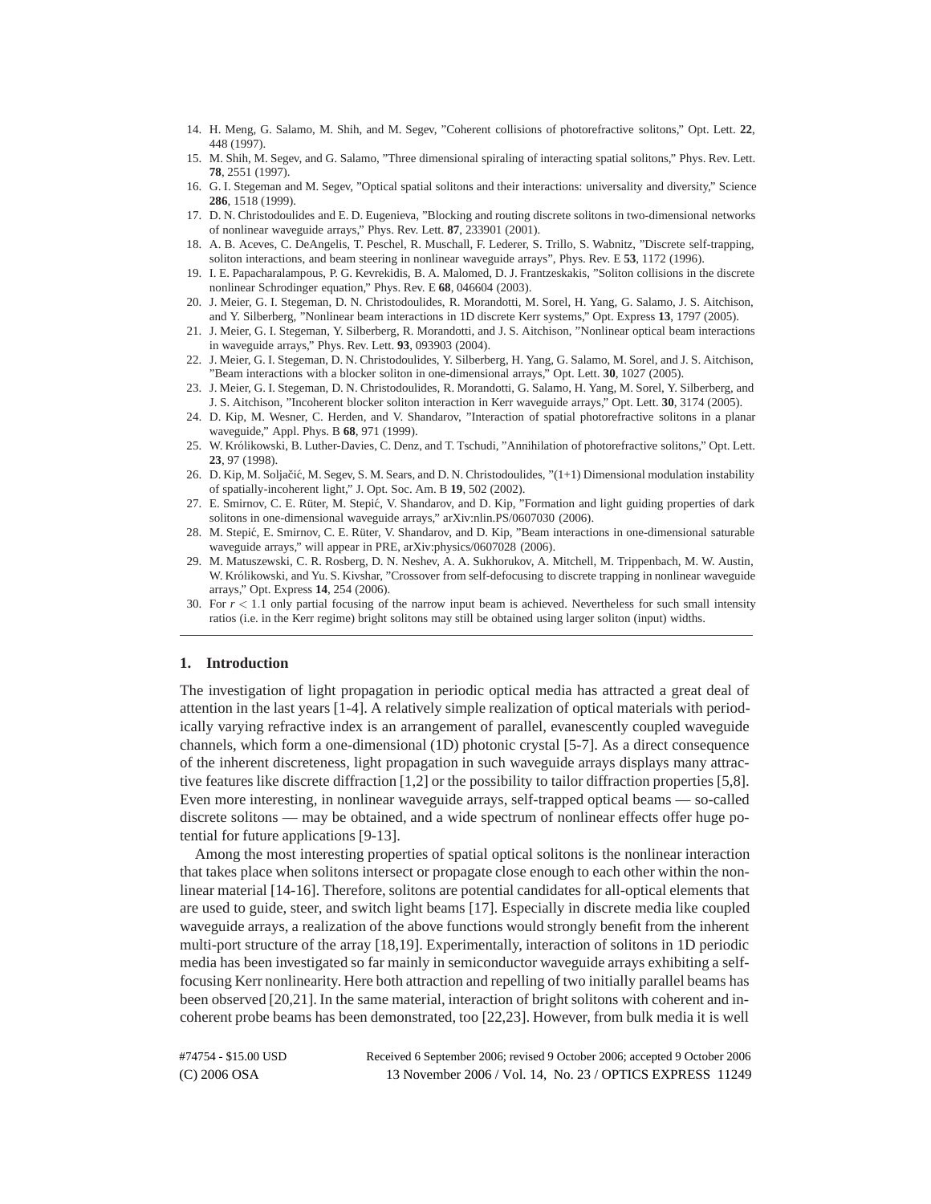14. H. Meng, G. Salamo, M. Shih, and M. Segev, "Coherent collisions of photorefractive solitons," Opt. Lett. **22**, 448 (1997).
15. M. Shih, M. Segev, and G. Salamo, "Three dimensional spiraling of interacting spatial solitons," Phys. Rev. Lett. **78**, 2551 (1997).
16. G. I. Stegeman and M. Segev, "Optical spatial solitons and their interactions: universality and diversity," Science **286**, 1518 (1999).
17. D. N. Christodoulides and E. D. Eugenieva, "Blocking and routing discrete solitons in two-dimensional networks of nonlinear waveguide arrays," Phys. Rev. Lett. **87**, 233901 (2001).
18. A. B. Aceves, C. DeAngelis, T. Peschel, R. Muschall, F. Lederer, S. Trillo, S. Wabnitz, "Discrete self-trapping, soliton interactions, and beam steering in nonlinear waveguide arrays", Phys. Rev. E **53**, 1172 (1996).
19. I. E. Papacharalampous, P. G. Kevrekidis, B. A. Malomed, D. J. Frantzeskakis, "Soliton collisions in the discrete nonlinear Schrodinger equation," Phys. Rev. E **68**, 046604 (2003).
20. J. Meier, G. I. Stegeman, D. N. Christodoulides, R. Morandotti, M. Sorel, H. Yang, G. Salamo, J. S. Aitchison, and Y. Silberberg, "Nonlinear beam interactions in 1D discrete Kerr systems," Opt. Express **13**, 1797 (2005).
21. J. Meier, G. I. Stegeman, Y. Silberberg, R. Morandotti, and J. S. Aitchison, "Nonlinear optical beam interactions in waveguide arrays," Phys. Rev. Lett. **93**, 093903 (2004).
22. J. Meier, G. I. Stegeman, D. N. Christodoulides, Y. Silberberg, H. Yang, G. Salamo, M. Sorel, and J. S. Aitchison, "Beam interactions with a blocker soliton in one-dimensional arrays," Opt. Lett. **30**, 1027 (2005).
23. J. Meier, G. I. Stegeman, D. N. Christodoulides, R. Morandotti, G. Salamo, H. Yang, M. Sorel, Y. Silberberg, and J. S. Aitchison, "Incoherent blocker soliton interaction in Kerr waveguide arrays," Opt. Lett. **30**, 3174 (2005).
24. D. Kip, M. Wesner, C. Herden, and V. Shandarov, "Interaction of spatial photorefractive solitons in a planar waveguide," Appl. Phys. B **68**, 971 (1999).
25. W. Królikowski, B. Luther-Davies, C. Denz, and T. Tschudi, "Annihilation of photorefractive solitons," Opt. Lett. **23**, 97 (1998).
26. D. Kip, M. Soljačić, M. Segev, S. M. Sears, and D. N. Christodoulides, "(1+1) Dimensional modulation instability of spatially-incoherent light," J. Opt. Soc. Am. B **19**, 502 (2002).
27. E. Smirnov, C. E. Rüter, M. Stepić, V. Shandarov, and D. Kip, "Formation and light guiding properties of dark solitons in one-dimensional waveguide arrays," arXiv:nlin.PS/0607030 (2006).
28. M. Stepić, E. Smirnov, C. E. Rüter, V. Shandarov, and D. Kip, "Beam interactions in one-dimensional saturable waveguide arrays," will appear in PRE, arXiv:physics/0607028 (2006).
29. M. Matuszewski, C. R. Rosberg, D. N. Neshev, A. A. Sukhorukov, A. Mitchell, M. Trippenbach, M. W. Austin, W. Królikowski, and Yu. S. Kivshar, "Crossover from self-defocusing to discrete trapping in nonlinear waveguide arrays," Opt. Express **14**, 254 (2006).
30. For $r < 1.1$ only partial focusing of the narrow input beam is achieved. Nevertheless for such small intensity ratios (i.e. in the Kerr regime) bright solitons may still be obtained using larger soliton (input) widths.

## 1. Introduction

The investigation of light propagation in periodic optical media has attracted a great deal of attention in the last years [1-4]. A relatively simple realization of optical materials with periodically varying refractive index is an arrangement of parallel, evanescently coupled waveguide channels, which form a one-dimensional (1D) photonic crystal [5-7]. As a direct consequence of the inherent discreteness, light propagation in such waveguide arrays displays many attractive features like discrete diffraction [1,2] or the possibility to tailor diffraction properties [5,8]. Even more interesting, in nonlinear waveguide arrays, self-trapped optical beams — so-called discrete solitons — may be obtained, and a wide spectrum of nonlinear effects offer huge potential for future applications [9-13].

Among the most interesting properties of spatial optical solitons is the nonlinear interaction that takes place when solitons intersect or propagate close enough to each other within the nonlinear material [14-16]. Therefore, solitons are potential candidates for all-optical elements that are used to guide, steer, and switch light beams [17]. Especially in discrete media like coupled waveguide arrays, a realization of the above functions would strongly benefit from the inherent multi-port structure of the array [18,19]. Experimentally, interaction of solitons in 1D periodic media has been investigated so far mainly in semiconductor waveguide arrays exhibiting a self-focusing Kerr nonlinearity. Here both attraction and repelling of two initially parallel beams has been observed [20,21]. In the same material, interaction of bright solitons with coherent and incoherent probe beams has been demonstrated, too [22,23]. However, from bulk media it is well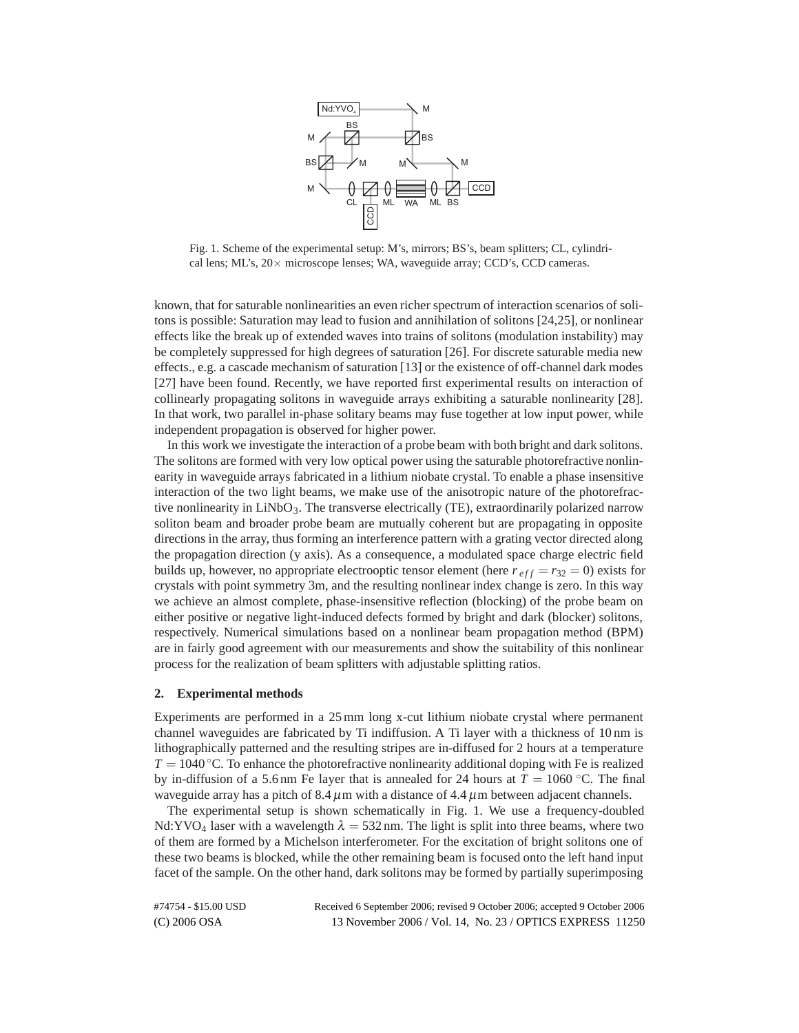Fig. 1. Scheme of the experimental setup: M's, mirrors; BS's, beam splitters; CL, cylindrical lens; ML's, 20× microscope lenses; WA, waveguide array; CCD's, CCD cameras.

known, that for saturable nonlinearities an even richer spectrum of interaction scenarios of solitons is possible: Saturation may lead to fusion and annihilation of solitons [24,25], or nonlinear effects like the break up of extended waves into trains of solitons (modulation instability) may be completely suppressed for high degrees of saturation [26]. For discrete saturable media new effects., e.g. a cascade mechanism of saturation [13] or the existence of off-channel dark modes [27] have been found. Recently, we have reported first experimental results on interaction of collinearly propagating solitons in waveguide arrays exhibiting a saturable nonlinearity [28]. In that work, two parallel in-phase solitary beams may fuse together at low input power, while independent propagation is observed for higher power.

In this work we investigate the interaction of a probe beam with both bright and dark solitons. The solitons are formed with very low optical power using the saturable photorefractive nonlinearity in waveguide arrays fabricated in a lithium niobate crystal. To enable a phase insensitive interaction of the two light beams, we make use of the anisotropic nature of the photorefractive nonlinearity in $LiNbO_3$. The transverse electrically (TE), extraordinarily polarized narrow soliton beam and broader probe beam are mutually coherent but are propagating in opposite directions in the array, thus forming an interference pattern with a grating vector directed along the propagation direction (y axis). As a consequence, a modulated space charge electric field builds up, however, no appropriate electrooptic tensor element (here $r_{eff} = r_{32} = 0$) exists for crystals with point symmetry 3m, and the resulting nonlinear index change is zero. In this way we achieve an almost complete, phase-insensitive reflection (blocking) of the probe beam on either positive or negative light-induced defects formed by bright and dark (blocker) solitons, respectively. Numerical simulations based on a nonlinear beam propagation method (BPM) are in fairly good agreement with our measurements and show the suitability of this nonlinear process for the realization of beam splitters with adjustable splitting ratios.

## 2. Experimental methods

Experiments are performed in a 25 mm long x-cut lithium niobate crystal where permanent channel waveguides are fabricated by Ti indiffusion. A Ti layer with a thickness of 10 nm is lithographically patterned and the resulting stripes are in-diffused for 2 hours at a temperature $T = 1040\,^{\circ}$C. To enhance the photorefractive nonlinearity additional doping with Fe is realized by in-diffusion of a 5.6 nm Fe layer that is annealed for 24 hours at $T = 1060\,^{\circ}$C. The final waveguide array has a pitch of 8.4 $\mu$m with a distance of 4.4 $\mu$m between adjacent channels.

The experimental setup is shown schematically in Fig. 1. We use a frequency-doubled $Nd:YVO_4$ laser with a wavelength $\lambda = 532$ nm. The light is split into three beams, where two of them are formed by a Michelson interferometer. For the excitation of bright solitons one of these two beams is blocked, while the other remaining beam is focused onto the left hand input facet of the sample. On the other hand, dark solitons may be formed by partially superimposing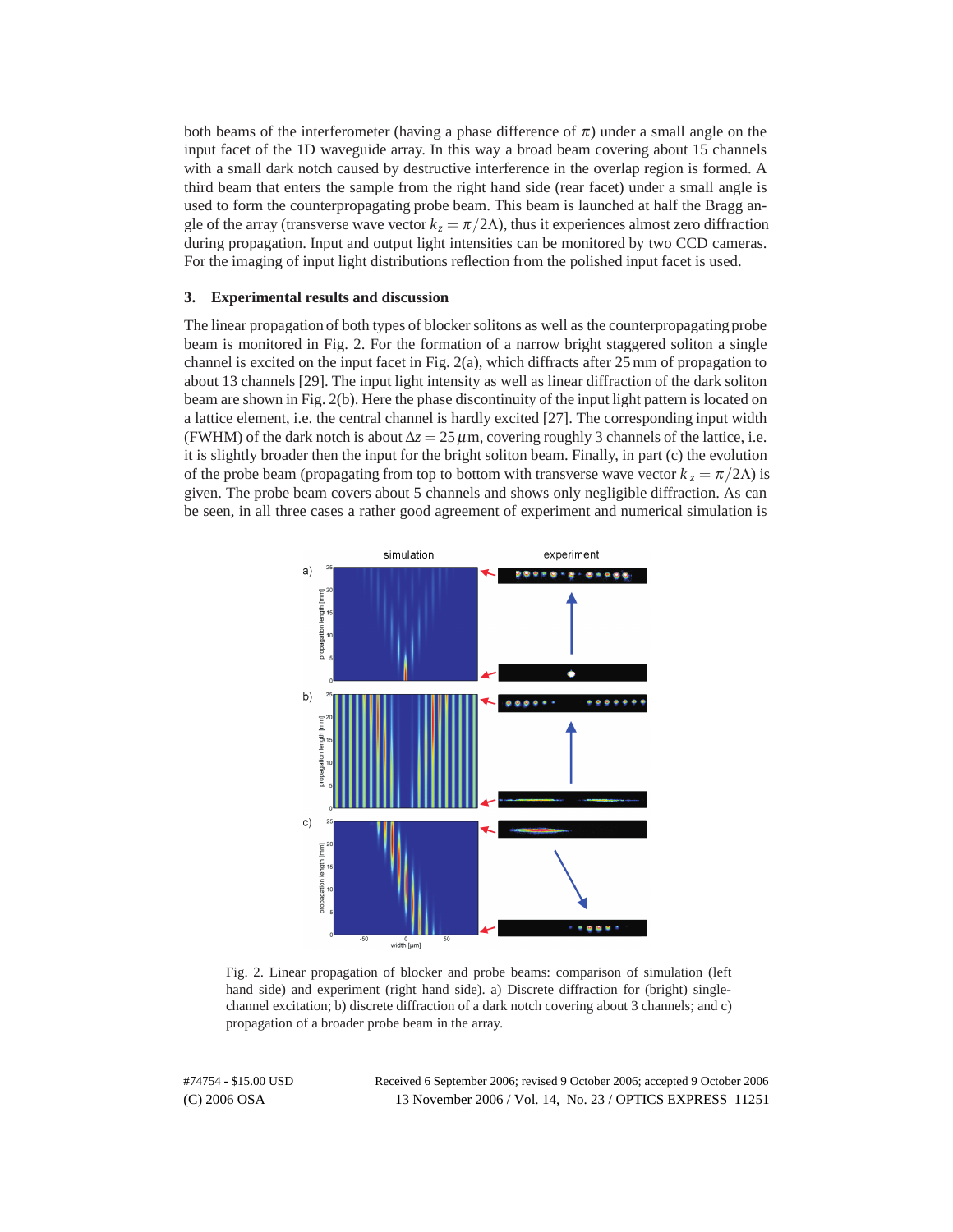both beams of the interferometer (having a phase difference of $\pi$) under a small angle on the input facet of the 1D waveguide array. In this way a broad beam covering about 15 channels with a small dark notch caused by destructive interference in the overlap region is formed. A third beam that enters the sample from the right hand side (rear facet) under a small angle is used to form the counterpropagating probe beam. This beam is launched at half the Bragg angle of the array (transverse wave vector $k_z = \pi/2\Lambda$), thus it experiences almost zero diffraction during propagation. Input and output light intensities can be monitored by two CCD cameras. For the imaging of input light distributions reflection from the polished input facet is used.

## 3. Experimental results and discussion

The linear propagation of both types of blocker solitons as well as the counterpropagating probe beam is monitored in Fig. 2. For the formation of a narrow bright staggered soliton a single channel is excited on the input facet in Fig. 2(a), which diffracts after 25 mm of propagation to about 13 channels [29]. The input light intensity as well as linear diffraction of the dark soliton beam are shown in Fig. 2(b). Here the phase discontinuity of the input light pattern is located on a lattice element, i.e. the central channel is hardly excited [27]. The corresponding input width (FWHM) of the dark notch is about $\Delta z = 25\,\mu$m, covering roughly 3 channels of the lattice, i.e. it is slightly broader then the input for the bright soliton beam. Finally, in part (c) the evolution of the probe beam (propagating from top to bottom with transverse wave vector $k_z = \pi/2\Lambda$) is given. The probe beam covers about 5 channels and shows only negligible diffraction. As can be seen, in all three cases a rather good agreement of experiment and numerical simulation is

Fig. 2. Linear propagation of blocker and probe beams: comparison of simulation (left hand side) and experiment (right hand side). a) Discrete diffraction for (bright) single-channel excitation; b) discrete diffraction of a dark notch covering about 3 channels; and c) propagation of a broader probe beam in the array.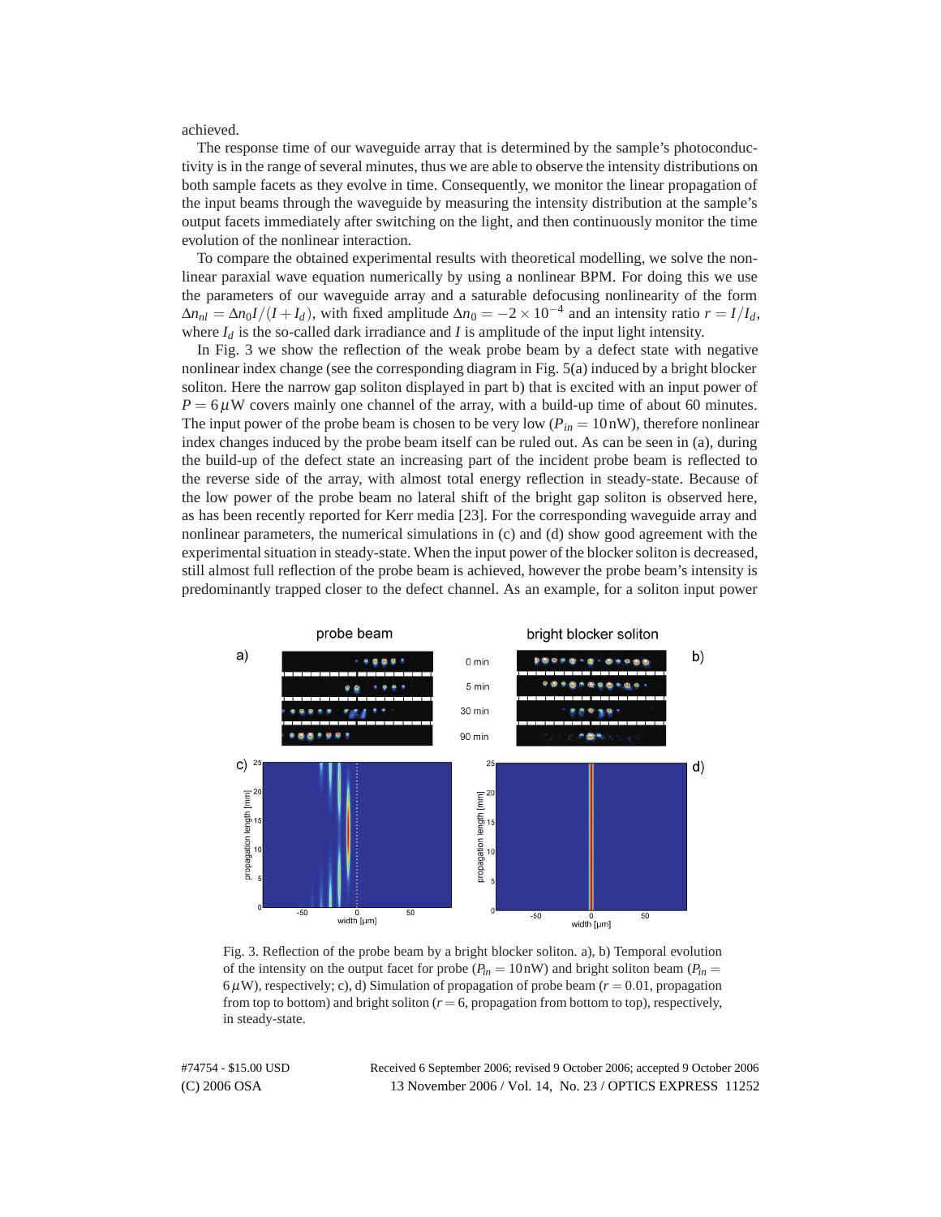achieved.

The response time of our waveguide array that is determined by the sample's photoconductivity is in the range of several minutes, thus we are able to observe the intensity distributions on both sample facets as they evolve in time. Consequently, we monitor the linear propagation of the input beams through the waveguide by measuring the intensity distribution at the sample's output facets immediately after switching on the light, and then continuously monitor the time evolution of the nonlinear interaction.

To compare the obtained experimental results with theoretical modelling, we solve the nonlinear paraxial wave equation numerically by using a nonlinear BPM. For doing this we use the parameters of our waveguide array and a saturable defocusing nonlinearity of the form $\Delta n_{nl} = \Delta n_0 I/(I+I_d)$, with fixed amplitude $\Delta n_0 = -2\times 10^{-4}$ and an intensity ratio $r = I/I_d$, where $I_d$ is the so-called dark irradiance and $I$ is amplitude of the input light intensity.

In Fig. 3 we show the reflection of the weak probe beam by a defect state with negative nonlinear index change (see the corresponding diagram in Fig. 5(a) induced by a bright blocker soliton. Here the narrow gap soliton displayed in part b) that is excited with an input power of $P = 6\,\mu$W covers mainly one channel of the array, with a build-up time of about 60 minutes. The input power of the probe beam is chosen to be very low ($P_{in} = 10\,$nW), therefore nonlinear index changes induced by the probe beam itself can be ruled out. As can be seen in (a), during the build-up of the defect state an increasing part of the incident probe beam is reflected to the reverse side of the array, with almost total energy reflection in steady-state. Because of the low power of the probe beam no lateral shift of the bright gap soliton is observed here, as has been recently reported for Kerr media [23]. For the corresponding waveguide array and nonlinear parameters, the numerical simulations in (c) and (d) show good agreement with the experimental situation in steady-state. When the input power of the blocker soliton is decreased, still almost full reflection of the probe beam is achieved, however the probe beam's intensity is predominantly trapped closer to the defect channel. As an example, for a soliton input power

Fig. 3. Reflection of the probe beam by a bright blocker soliton. a), b) Temporal evolution of the intensity on the output facet for probe ($P_{in} = 10\,$nW) and bright soliton beam ($P_{in} = 6\,\mu$W), respectively; c), d) Simulation of propagation of probe beam ($r = 0.01$, propagation from top to bottom) and bright soliton ($r = 6$, propagation from bottom to top), respectively, in steady-state.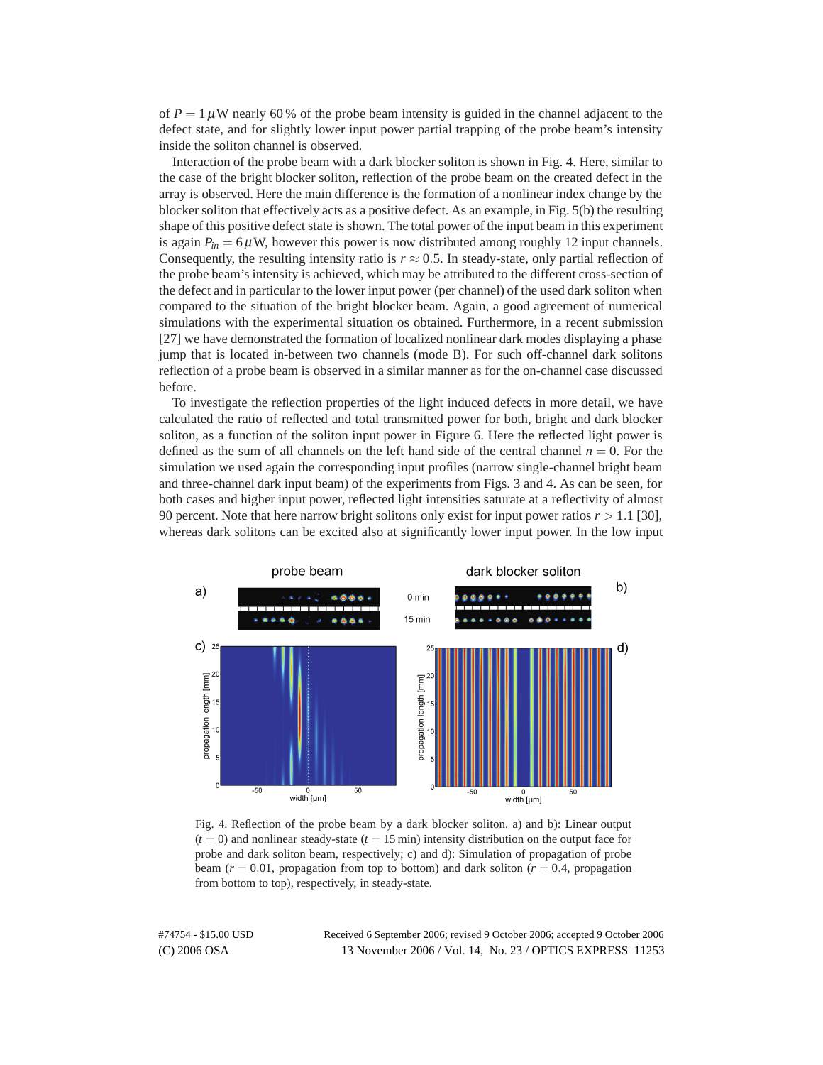of $P = 1\,\mu$W nearly 60 % of the probe beam intensity is guided in the channel adjacent to the defect state, and for slightly lower input power partial trapping of the probe beam's intensity inside the soliton channel is observed.

Interaction of the probe beam with a dark blocker soliton is shown in Fig. 4. Here, similar to the case of the bright blocker soliton, reflection of the probe beam on the created defect in the array is observed. Here the main difference is the formation of a nonlinear index change by the blocker soliton that effectively acts as a positive defect. As an example, in Fig. 5(b) the resulting shape of this positive defect state is shown. The total power of the input beam in this experiment is again $P_{in} = 6\,\mu$W, however this power is now distributed among roughly 12 input channels. Consequently, the resulting intensity ratio is $r \approx 0.5$. In steady-state, only partial reflection of the probe beam's intensity is achieved, which may be attributed to the different cross-section of the defect and in particular to the lower input power (per channel) of the used dark soliton when compared to the situation of the bright blocker beam. Again, a good agreement of numerical simulations with the experimental situation os obtained. Furthermore, in a recent submission [27] we have demonstrated the formation of localized nonlinear dark modes displaying a phase jump that is located in-between two channels (mode B). For such off-channel dark solitons reflection of a probe beam is observed in a similar manner as for the on-channel case discussed before.

To investigate the reflection properties of the light induced defects in more detail, we have calculated the ratio of reflected and total transmitted power for both, bright and dark blocker soliton, as a function of the soliton input power in Figure 6. Here the reflected light power is defined as the sum of all channels on the left hand side of the central channel $n = 0$. For the simulation we used again the corresponding input profiles (narrow single-channel bright beam and three-channel dark input beam) of the experiments from Figs. 3 and 4. As can be seen, for both cases and higher input power, reflected light intensities saturate at a reflectivity of almost 90 percent. Note that here narrow bright solitons only exist for input power ratios $r > 1.1$ [30], whereas dark solitons can be excited also at significantly lower input power. In the low input

Fig. 4. Reflection of the probe beam by a dark blocker soliton. a) and b): Linear output ($t = 0$) and nonlinear steady-state ($t = 15$ min) intensity distribution on the output face for probe and dark soliton beam, respectively; c) and d): Simulation of propagation of probe beam ($r = 0.01$, propagation from top to bottom) and dark soliton ($r = 0.4$, propagation from bottom to top), respectively, in steady-state.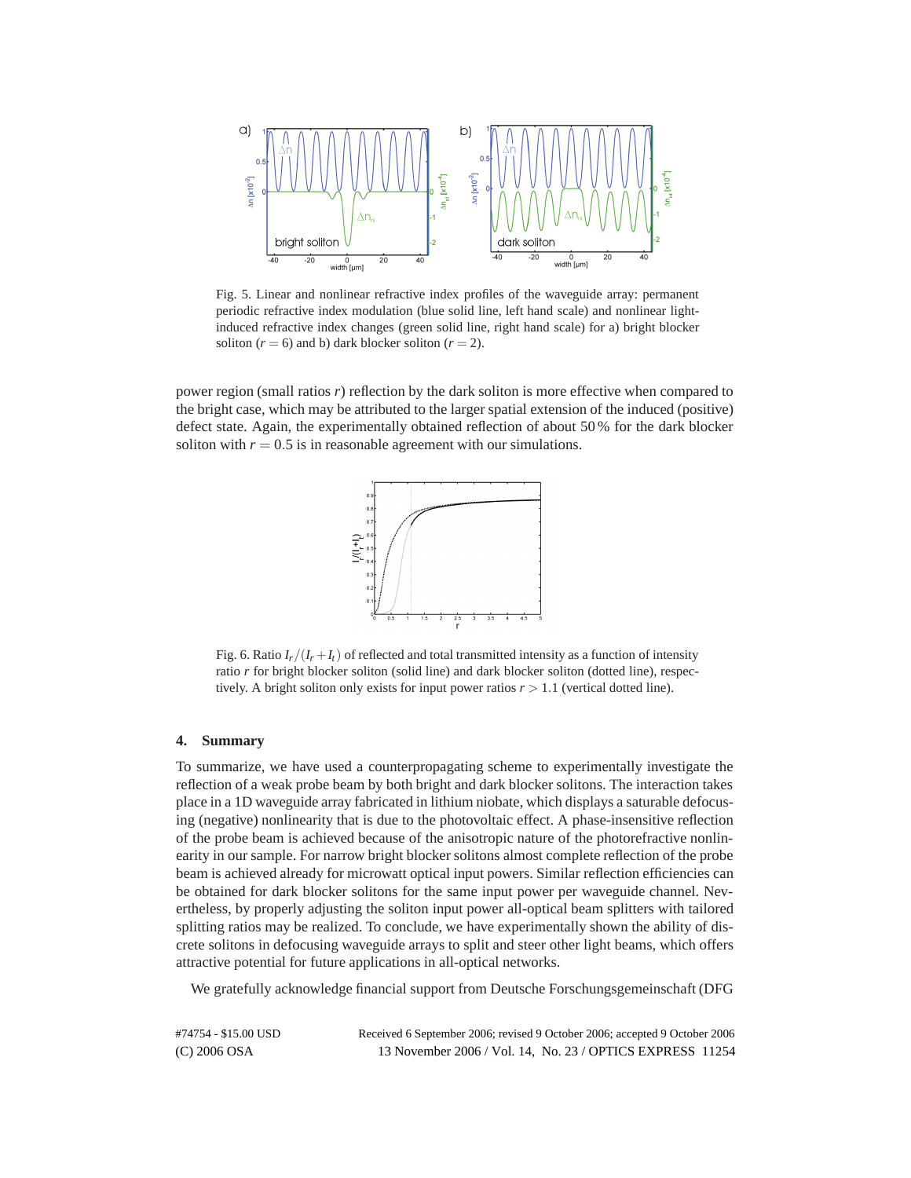Fig. 5. Linear and nonlinear refractive index profiles of the waveguide array: permanent periodic refractive index modulation (blue solid line, left hand scale) and nonlinear light-induced refractive index changes (green solid line, right hand scale) for a) bright blocker soliton ($r = 6$) and b) dark blocker soliton ($r = 2$).

power region (small ratios $r$) reflection by the dark soliton is more effective when compared to the bright case, which may be attributed to the larger spatial extension of the induced (positive) defect state. Again, the experimentally obtained reflection of about 50 % for the dark blocker soliton with $r = 0.5$ is in reasonable agreement with our simulations.

Fig. 6. Ratio $I_r/(I_r + I_t)$ of reflected and total transmitted intensity as a function of intensity ratio $r$ for bright blocker soliton (solid line) and dark blocker soliton (dotted line), respectively. A bright soliton only exists for input power ratios $r > 1.1$ (vertical dotted line).

## 4. Summary

To summarize, we have used a counterpropagating scheme to experimentally investigate the reflection of a weak probe beam by both bright and dark blocker solitons. The interaction takes place in a 1D waveguide array fabricated in lithium niobate, which displays a saturable defocusing (negative) nonlinearity that is due to the photovoltaic effect. A phase-insensitive reflection of the probe beam is achieved because of the anisotropic nature of the photorefractive nonlinearity in our sample. For narrow bright blocker solitons almost complete reflection of the probe beam is achieved already for microwatt optical input powers. Similar reflection efficiencies can be obtained for dark blocker solitons for the same input power per waveguide channel. Nevertheless, by properly adjusting the soliton input power all-optical beam splitters with tailored splitting ratios may be realized. To conclude, we have experimentally shown the ability of discrete solitons in defocusing waveguide arrays to split and steer other light beams, which offers attractive potential for future applications in all-optical networks.

We gratefully acknowledge financial support from Deutsche Forschungsgemeinschaft (DFG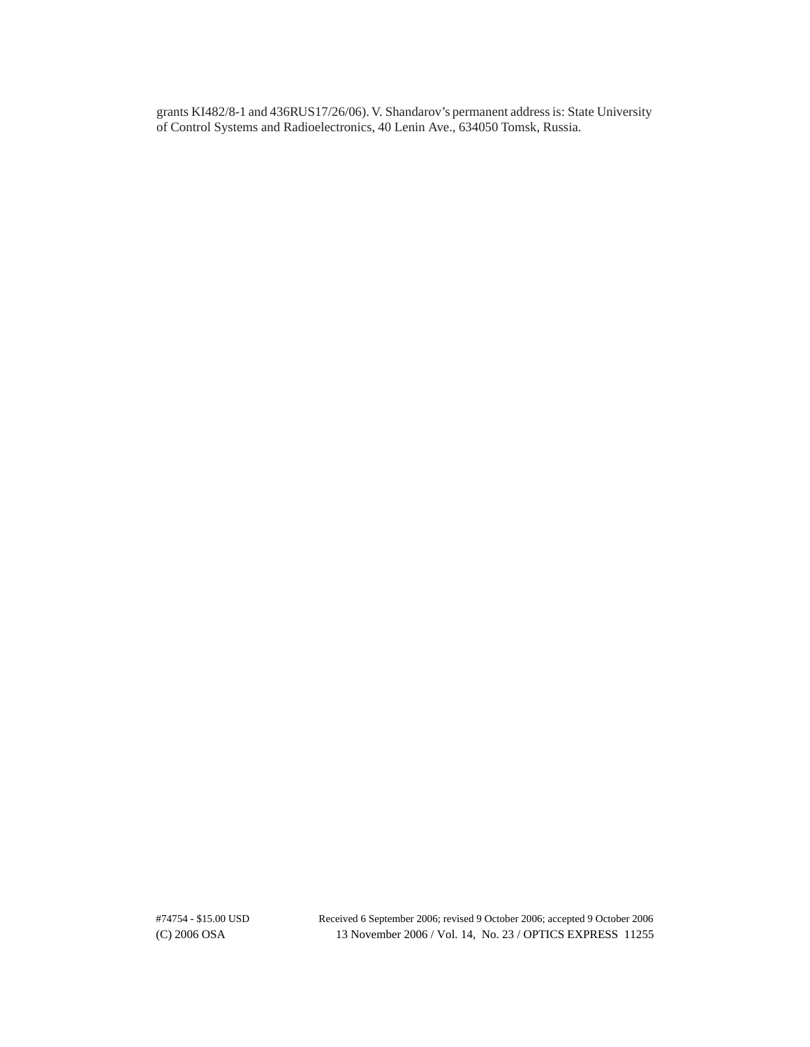grants KI482/8-1 and 436RUS17/26/06). V. Shandarov's permanent address is: State University of Control Systems and Radioelectronics, 40 Lenin Ave., 634050 Tomsk, Russia.